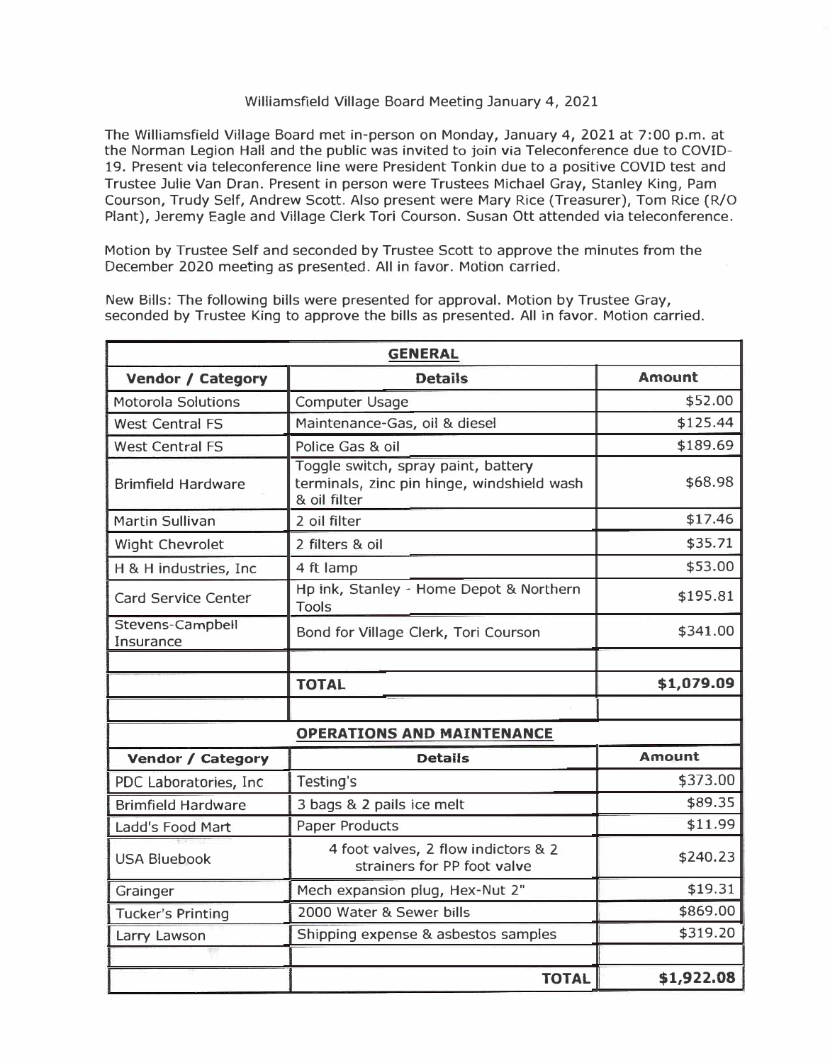# Williamsfield Village Board Meeting January 4, 2021

The Williamsfield Village Board met in-person on Monday, January 4, 2021 at 7:00 p.m. at the Norman Legion Hall and the public was invited to join via Teleconference due to COVID-19. Present via teleconference line were President Tonkin due to a positive COVID test and Trustee Julie Van Dran. Present in person were Trustees Michael Gray, Stanley King, Pam Courson, Trudy Self, Andrew Scott. Also present were Mary Rice (Treasurer), Tom Rice (R/O Plant), Jeremy Eagle and Village Clerk Tori Courson. Susan Ott attended via teleconference.

Motion by Trustee Self and seconded by Trustee Scott to approve the minutes from the December 2020 meeting as presented. All in favor. Motion carried.

New Bills: The following bills were presented for approval. Motion by Trustee Gray, seconded by Trustee King to approve the bills as presented. All in favor. Motion carried.

| **GENERAL** | | |
|---|---|---|
| **Vendor / Category** | **Details** | **Amount** |
| Motorola Solutions | Computer Usage | $52.00 |
| West Central FS | Maintenance-Gas, oil & diesel | $125.44 |
| West Central FS | Police Gas & oil | $189.69 |
| Brimfield Hardware | Toggle switch, spray paint, battery terminals, zinc pin hinge, windshield wash & oil filter | $68.98 |
| Martin Sullivan | 2 oil filter | $17.46 |
| Wight Chevrolet | 2 filters & oil | $35.71 |
| H & H industries, Inc | 4 ft lamp | $53.00 |
| Card Service Center | Hp ink, Stanley - Home Depot & Northern Tools | $195.81 |
| Stevens-Campbell Insurance | Bond for Village Clerk, Tori Courson | $341.00 |
| | | |
| | **TOTAL** | **$1,079.09** |

| **OPERATIONS AND MAINTENANCE** | | |
|---|---|---|
| **Vendor / Category** | **Details** | **Amount** |
| PDC Laboratories, Inc | Testing's | $373.00 |
| Brimfield Hardware | 3 bags & 2 pails ice melt | $89.35 |
| Ladd's Food Mart | Paper Products | $11.99 |
| USA Bluebook | 4 foot valves, 2 flow indictors & 2 strainers for PP foot valve | $240.23 |
| Grainger | Mech expansion plug, Hex-Nut 2" | $19.31 |
| Tucker's Printing | 2000 Water & Sewer bills | $869.00 |
| Larry Lawson | Shipping expense & asbestos samples | $319.20 |
| | | |
| | **TOTAL** | **$1,922.08** |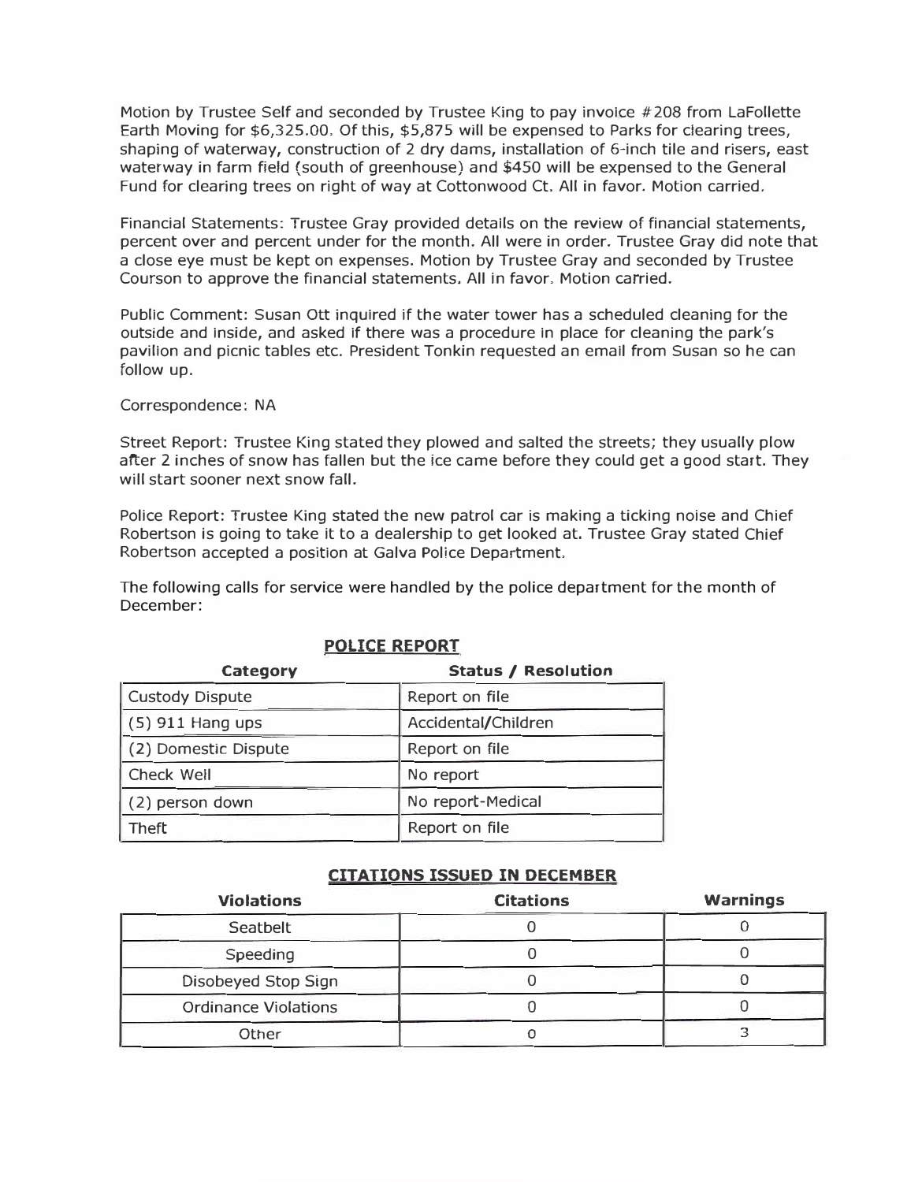Motion by Trustee Self and seconded by Trustee King to pay invoice #208 from LaFollette Earth Moving for $6,325.00. Of this, $5,875 will be expensed to Parks for clearing trees, shaping of waterway, construction of 2 dry dams, installation of 6-inch tile and risers, east waterway in farm field (south of greenhouse) and $450 will be expensed to the General Fund for clearing trees on right of way at Cottonwood Ct. All in favor. Motion carried.

Financial Statements: Trustee Gray provided details on the review of financial statements, percent over and percent under for the month. All were in order. Trustee Gray did note that a close eye must be kept on expenses. Motion by Trustee Gray and seconded by Trustee Courson to approve the financial statements. All in favor. Motion carried.

Public Comment: Susan Ott inquired if the water tower has a scheduled cleaning for the outside and inside, and asked if there was a procedure in place for cleaning the park's pavilion and picnic tables etc. President Tonkin requested an email from Susan so he can follow up.

Correspondence: NA

Street Report: Trustee King stated they plowed and salted the streets; they usually plow after 2 inches of snow has fallen but the ice came before they could get a good start. They will start sooner next snow fall.

Police Report: Trustee King stated the new patrol car is making a ticking noise and Chief Robertson is going to take it to a dealership to get looked at. Trustee Gray stated Chief Robertson accepted a position at Galva Police Department.

The following calls for service were handled by the police department for the month of December:

**POLICE REPORT**

| Category | Status / Resolution |
|---|---|
| Custody Dispute | Report on file |
| (5) 911 Hang ups | Accidental/Children |
| (2) Domestic Dispute | Report on file |
| Check Well | No report |
| (2) person down | No report-Medical |
| Theft | Report on file |

**CITATIONS ISSUED IN DECEMBER**

| Violations | Citations | Warnings |
|---|---|---|
| Seatbelt | 0 | 0 |
| Speeding | 0 | 0 |
| Disobeyed Stop Sign | 0 | 0 |
| Ordinance Violations | 0 | 0 |
| Other | 0 | 3 |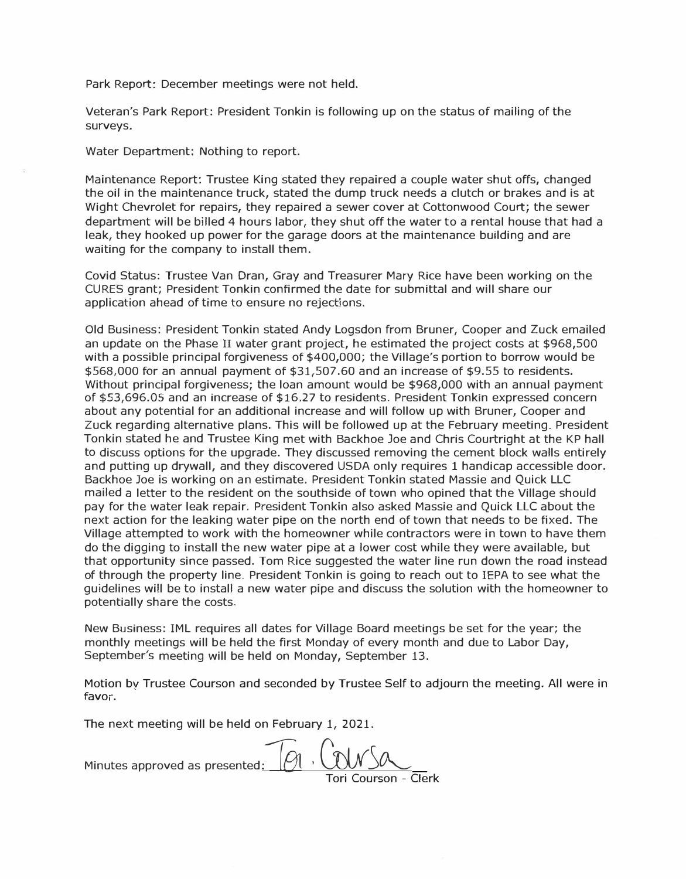Park Report: December meetings were not held.

Veteran's Park Report: President Tonkin is following up on the status of mailing of the surveys.

Water Department: Nothing to report.

Maintenance Report: Trustee King stated they repaired a couple water shut offs, changed the oil in the maintenance truck, stated the dump truck needs a clutch or brakes and is at Wight Chevrolet for repairs, they repaired a sewer cover at Cottonwood Court; the sewer department will be billed 4 hours labor, they shut off the water to a rental house that had a leak, they hooked up power for the garage doors at the maintenance building and are waiting for the company to install them.

Covid Status: Trustee Van Dran, Gray and Treasurer Mary Rice have been working on the CURES grant; President Tonkin confirmed the date for submittal and will share our application ahead of time to ensure no rejections.

Old Business: President Tonkin stated Andy Logsdon from Bruner, Cooper and Zuck emailed an update on the Phase II water grant project, he estimated the project costs at $968,500 with a possible principal forgiveness of $400,000; the Village's portion to borrow would be $568,000 for an annual payment of $31,507.60 and an increase of $9.55 to residents. Without principal forgiveness; the loan amount would be $968,000 with an annual payment of $53,696.05 and an increase of $16.27 to residents. President Tonkin expressed concern about any potential for an additional increase and will follow up with Bruner, Cooper and Zuck regarding alternative plans. This will be followed up at the February meeting. President Tonkin stated he and Trustee King met with Backhoe Joe and Chris Courtright at the KP hall to discuss options for the upgrade. They discussed removing the cement block walls entirely and putting up drywall, and they discovered USDA only requires 1 handicap accessible door. Backhoe Joe is working on an estimate. President Tonkin stated Massie and Quick LLC mailed a letter to the resident on the southside of town who opined that the Village should pay for the water leak repair. President Tonkin also asked Massie and Quick LLC about the next action for the leaking water pipe on the north end of town that needs to be fixed. The Village attempted to work with the homeowner while contractors were in town to have them do the digging to install the new water pipe at a lower cost while they were available, but that opportunity since passed. Tom Rice suggested the water line run down the road instead of through the property line. President Tonkin is going to reach out to IEPA to see what the guidelines will be to install a new water pipe and discuss the solution with the homeowner to potentially share the costs.

New Business: IML requires all dates for Village Board meetings be set for the year; the monthly meetings will be held the first Monday of every month and due to Labor Day, September's meeting will be held on Monday, September 13.

Motion by Trustee Courson and seconded by Trustee Self to adjourn the meeting. All were in favor.

The next meeting will be held on February 1, 2021.

Minutes approved as presented: Tori Courson (signature)

Tori Courson - Clerk